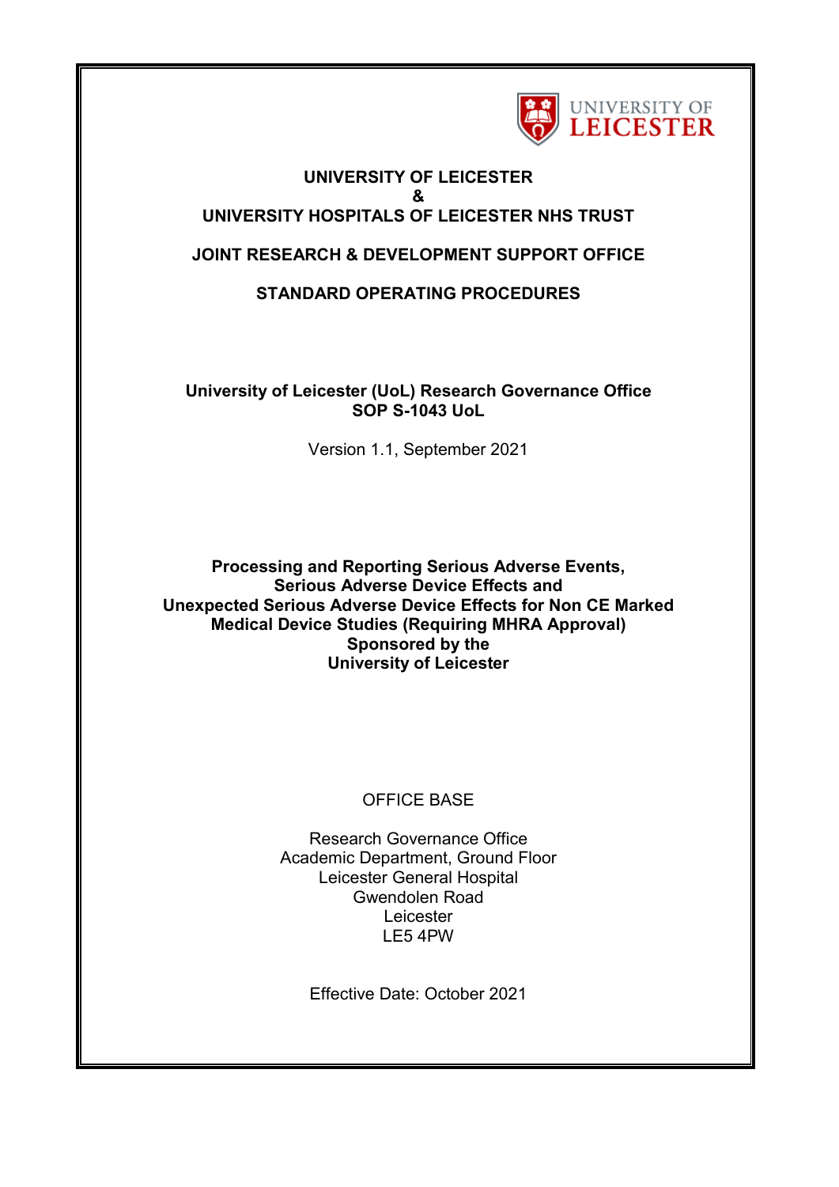UNIVERSITY OF LEICESTER

**UNIVERSITY OF LEICESTER**
**&**
**UNIVERSITY HOSPITALS OF LEICESTER NHS TRUST**

**JOINT RESEARCH & DEVELOPMENT SUPPORT OFFICE**

**STANDARD OPERATING PROCEDURES**

**University of Leicester (UoL) Research Governance Office**
**SOP S-1043 UoL**

Version 1.1, September 2021

# Processing and Reporting Serious Adverse Events, Serious Adverse Device Effects and Unexpected Serious Adverse Device Effects for Non CE Marked Medical Device Studies (Requiring MHRA Approval) Sponsored by the University of Leicester

OFFICE BASE

Research Governance Office
Academic Department, Ground Floor
Leicester General Hospital
Gwendolen Road
Leicester
LE5 4PW

Effective Date: October 2021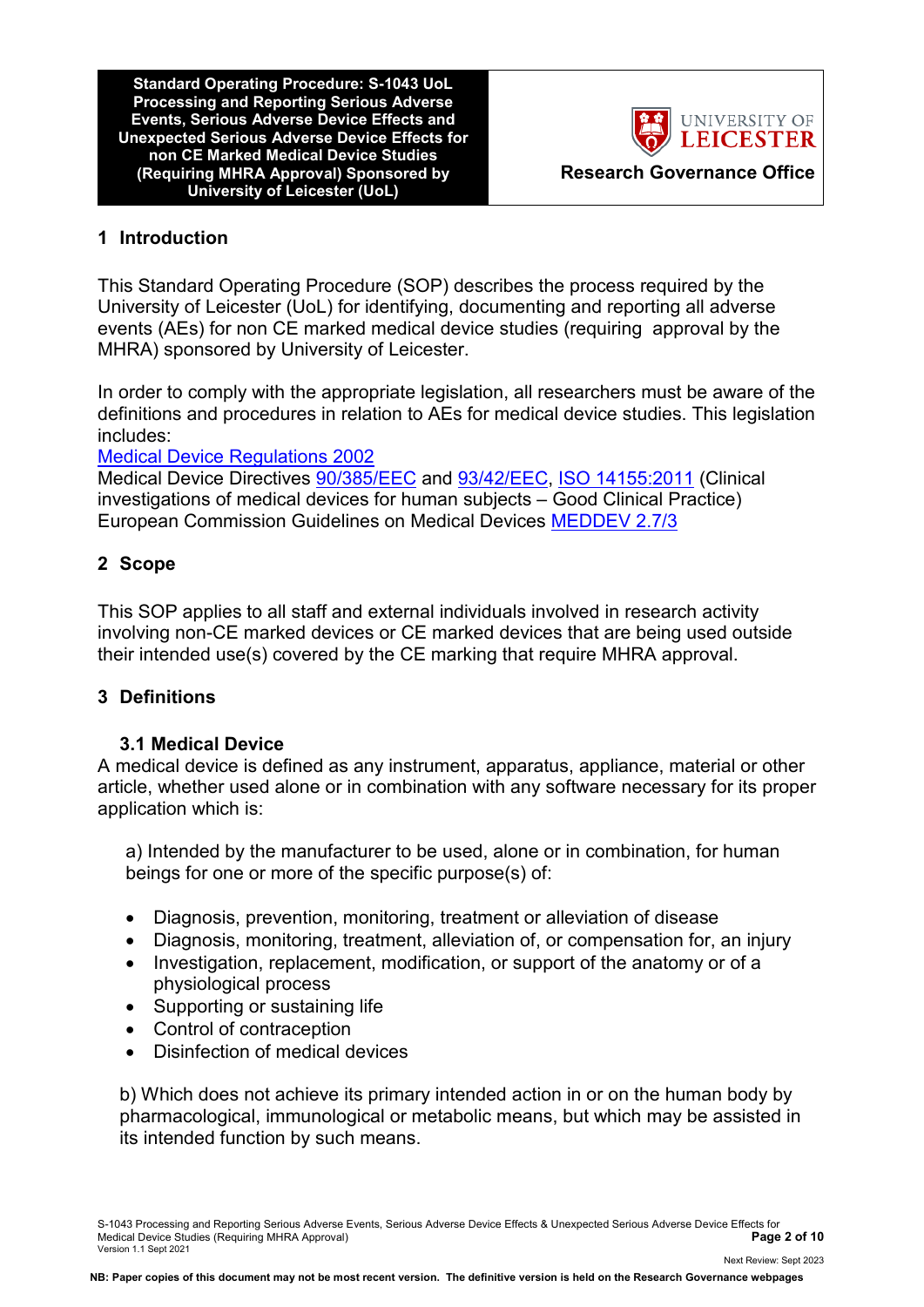| Standard Operating Procedure: S-1043 UoL Processing and Reporting Serious Adverse Events, Serious Adverse Device Effects and Unexpected Serious Adverse Device Effects for non CE Marked Medical Device Studies (Requiring MHRA Approval) Sponsored by University of Leicester (UoL) | UNIVERSITY OF LEICESTER Research Governance Office |
|---|---|

## 1 Introduction

This Standard Operating Procedure (SOP) describes the process required by the University of Leicester (UoL) for identifying, documenting and reporting all adverse events (AEs) for non CE marked medical device studies (requiring approval by the MHRA) sponsored by University of Leicester.

In order to comply with the appropriate legislation, all researchers must be aware of the definitions and procedures in relation to AEs for medical device studies. This legislation includes:
Medical Device Regulations 2002
Medical Device Directives 90/385/EEC and 93/42/EEC, ISO 14155:2011 (Clinical investigations of medical devices for human subjects – Good Clinical Practice)
European Commission Guidelines on Medical Devices MEDDEV 2.7/3

## 2 Scope

This SOP applies to all staff and external individuals involved in research activity involving non-CE marked devices or CE marked devices that are being used outside their intended use(s) covered by the CE marking that require MHRA approval.

## 3 Definitions

### 3.1 Medical Device

A medical device is defined as any instrument, apparatus, appliance, material or other article, whether used alone or in combination with any software necessary for its proper application which is:

a) Intended by the manufacturer to be used, alone or in combination, for human beings for one or more of the specific purpose(s) of:

- Diagnosis, prevention, monitoring, treatment or alleviation of disease
- Diagnosis, monitoring, treatment, alleviation of, or compensation for, an injury
- Investigation, replacement, modification, or support of the anatomy or of a physiological process
- Supporting or sustaining life
- Control of contraception
- Disinfection of medical devices

b) Which does not achieve its primary intended action in or on the human body by pharmacological, immunological or metabolic means, but which may be assisted in its intended function by such means.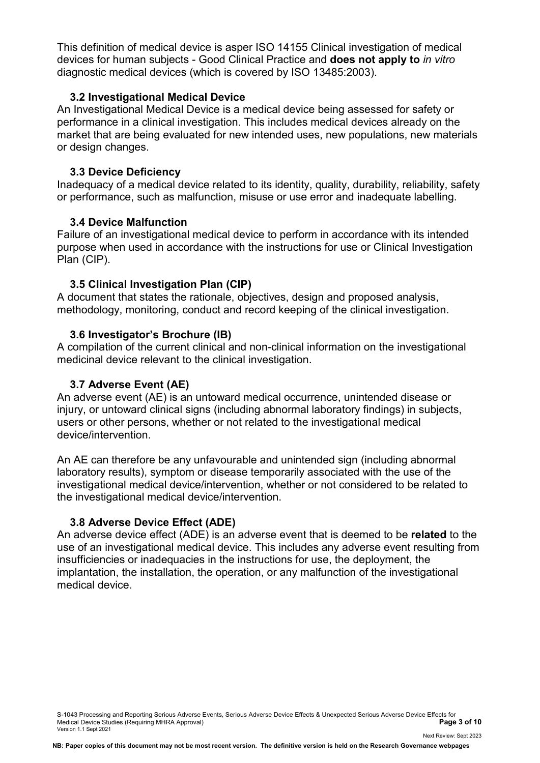This definition of medical device is asper ISO 14155 Clinical investigation of medical devices for human subjects - Good Clinical Practice and **does not apply to** *in vitro* diagnostic medical devices (which is covered by ISO 13485:2003).

### 3.2 Investigational Medical Device

An Investigational Medical Device is a medical device being assessed for safety or performance in a clinical investigation. This includes medical devices already on the market that are being evaluated for new intended uses, new populations, new materials or design changes.

### 3.3 Device Deficiency

Inadequacy of a medical device related to its identity, quality, durability, reliability, safety or performance, such as malfunction, misuse or use error and inadequate labelling.

### 3.4 Device Malfunction

Failure of an investigational medical device to perform in accordance with its intended purpose when used in accordance with the instructions for use or Clinical Investigation Plan (CIP).

### 3.5 Clinical Investigation Plan (CIP)

A document that states the rationale, objectives, design and proposed analysis, methodology, monitoring, conduct and record keeping of the clinical investigation.

### 3.6 Investigator's Brochure (IB)

A compilation of the current clinical and non-clinical information on the investigational medicinal device relevant to the clinical investigation.

### 3.7 Adverse Event (AE)

An adverse event (AE) is an untoward medical occurrence, unintended disease or injury, or untoward clinical signs (including abnormal laboratory findings) in subjects, users or other persons, whether or not related to the investigational medical device/intervention.

An AE can therefore be any unfavourable and unintended sign (including abnormal laboratory results), symptom or disease temporarily associated with the use of the investigational medical device/intervention, whether or not considered to be related to the investigational medical device/intervention.

### 3.8 Adverse Device Effect (ADE)

An adverse device effect (ADE) is an adverse event that is deemed to be **related** to the use of an investigational medical device. This includes any adverse event resulting from insufficiencies or inadequacies in the instructions for use, the deployment, the implantation, the installation, the operation, or any malfunction of the investigational medical device.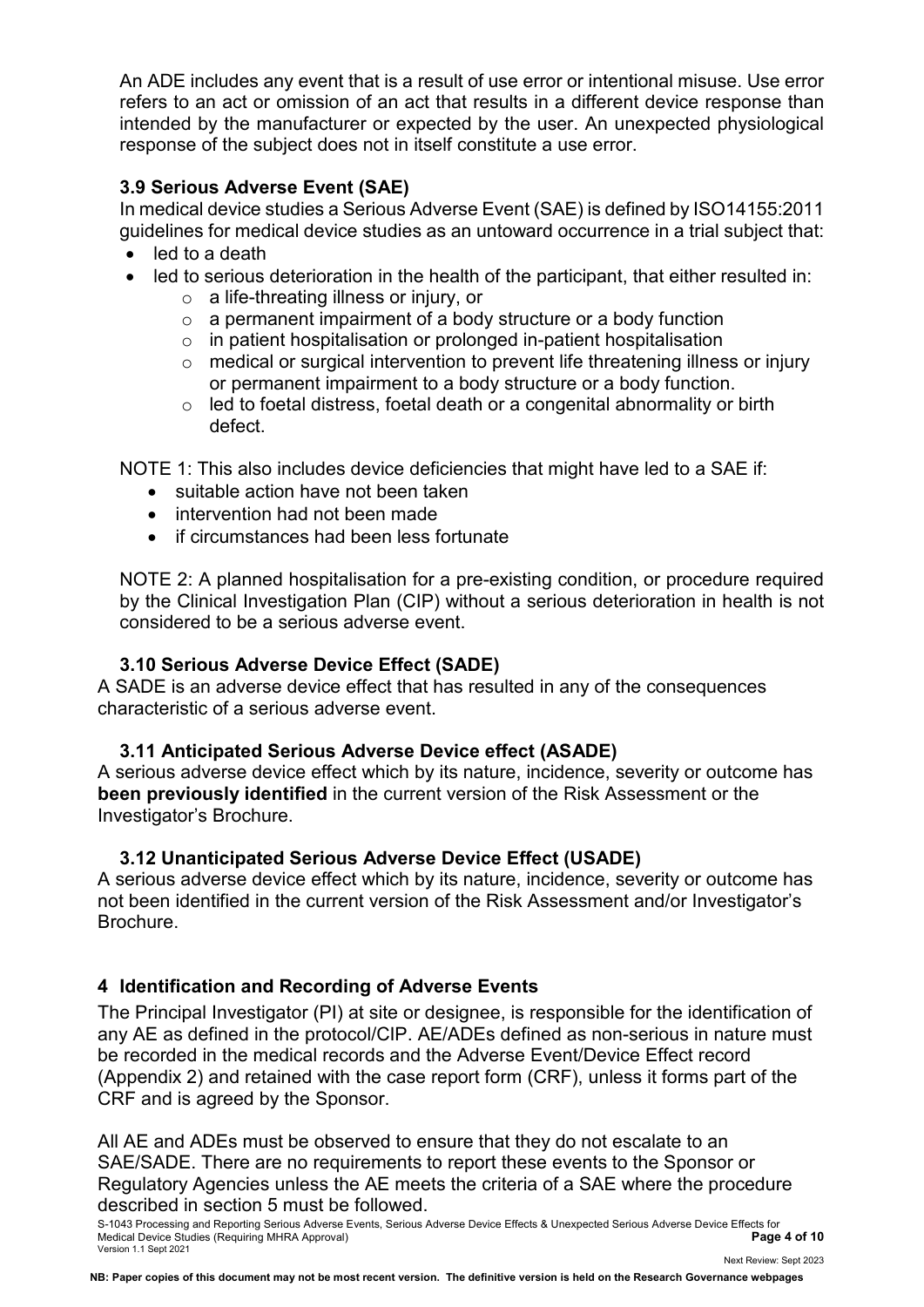An ADE includes any event that is a result of use error or intentional misuse. Use error refers to an act or omission of an act that results in a different device response than intended by the manufacturer or expected by the user. An unexpected physiological response of the subject does not in itself constitute a use error.

### 3.9 Serious Adverse Event (SAE)

In medical device studies a Serious Adverse Event (SAE) is defined by ISO14155:2011 guidelines for medical device studies as an untoward occurrence in a trial subject that:

- led to a death
- led to serious deterioration in the health of the participant, that either resulted in:
  - a life-threating illness or injury, or
  - a permanent impairment of a body structure or a body function
  - in patient hospitalisation or prolonged in-patient hospitalisation
  - medical or surgical intervention to prevent life threatening illness or injury or permanent impairment to a body structure or a body function.
  - led to foetal distress, foetal death or a congenital abnormality or birth defect.

NOTE 1: This also includes device deficiencies that might have led to a SAE if:

- suitable action have not been taken
- intervention had not been made
- if circumstances had been less fortunate

NOTE 2: A planned hospitalisation for a pre-existing condition, or procedure required by the Clinical Investigation Plan (CIP) without a serious deterioration in health is not considered to be a serious adverse event.

### 3.10 Serious Adverse Device Effect (SADE)

A SADE is an adverse device effect that has resulted in any of the consequences characteristic of a serious adverse event.

### 3.11 Anticipated Serious Adverse Device effect (ASADE)

A serious adverse device effect which by its nature, incidence, severity or outcome has **been previously identified** in the current version of the Risk Assessment or the Investigator's Brochure.

### 3.12 Unanticipated Serious Adverse Device Effect (USADE)

A serious adverse device effect which by its nature, incidence, severity or outcome has not been identified in the current version of the Risk Assessment and/or Investigator's Brochure.

## 4 Identification and Recording of Adverse Events

The Principal Investigator (PI) at site or designee, is responsible for the identification of any AE as defined in the protocol/CIP. AE/ADEs defined as non-serious in nature must be recorded in the medical records and the Adverse Event/Device Effect record (Appendix 2) and retained with the case report form (CRF), unless it forms part of the CRF and is agreed by the Sponsor.

All AE and ADEs must be observed to ensure that they do not escalate to an SAE/SADE. There are no requirements to report these events to the Sponsor or Regulatory Agencies unless the AE meets the criteria of a SAE where the procedure described in section 5 must be followed.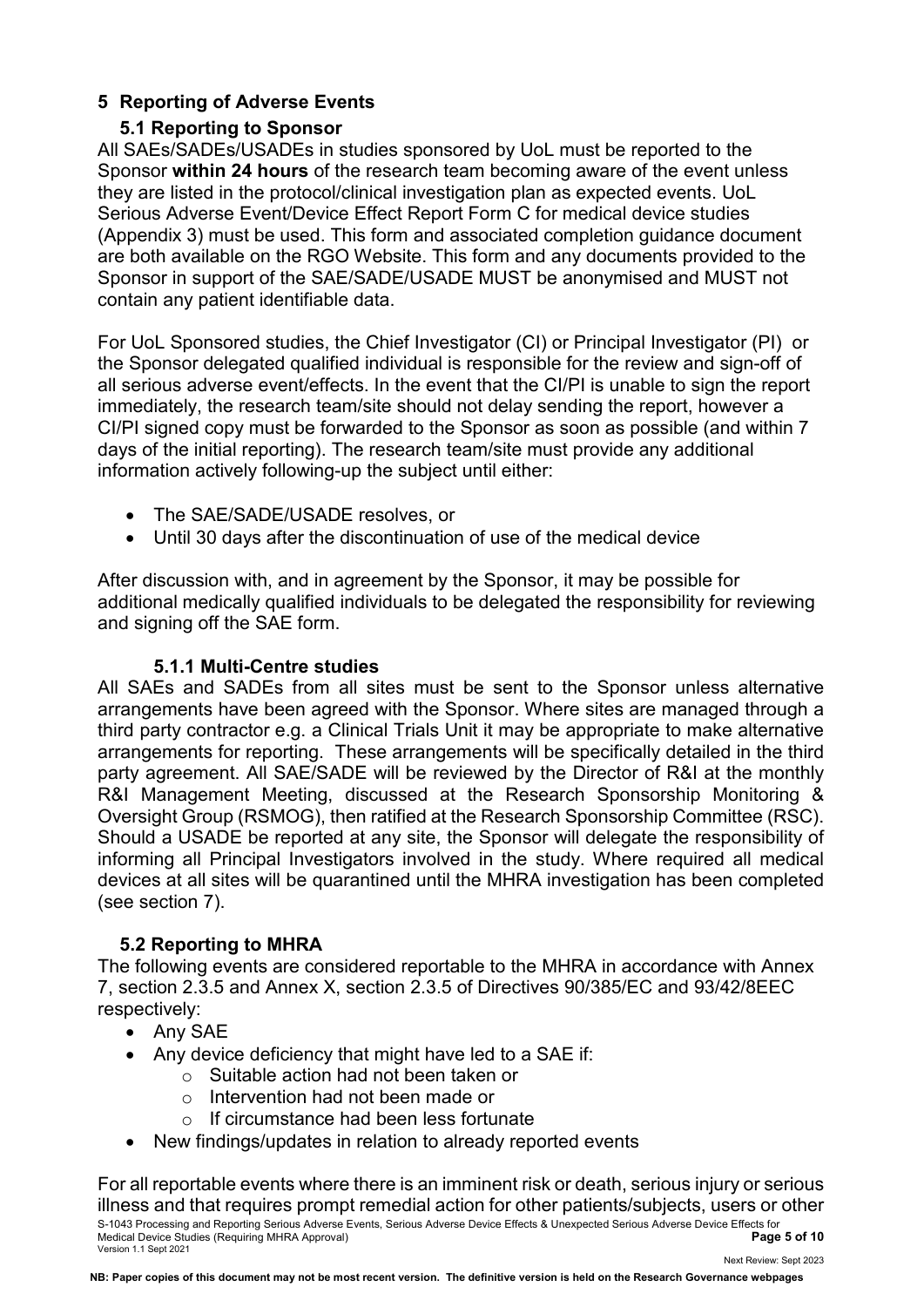## 5 Reporting of Adverse Events

### 5.1 Reporting to Sponsor

All SAEs/SADEs/USADEs in studies sponsored by UoL must be reported to the Sponsor **within 24 hours** of the research team becoming aware of the event unless they are listed in the protocol/clinical investigation plan as expected events. UoL Serious Adverse Event/Device Effect Report Form C for medical device studies (Appendix 3) must be used. This form and associated completion guidance document are both available on the RGO Website. This form and any documents provided to the Sponsor in support of the SAE/SADE/USADE MUST be anonymised and MUST not contain any patient identifiable data.

For UoL Sponsored studies, the Chief Investigator (CI) or Principal Investigator (PI) or the Sponsor delegated qualified individual is responsible for the review and sign-off of all serious adverse event/effects. In the event that the CI/PI is unable to sign the report immediately, the research team/site should not delay sending the report, however a CI/PI signed copy must be forwarded to the Sponsor as soon as possible (and within 7 days of the initial reporting). The research team/site must provide any additional information actively following-up the subject until either:

- The SAE/SADE/USADE resolves, or
- Until 30 days after the discontinuation of use of the medical device

After discussion with, and in agreement by the Sponsor, it may be possible for additional medically qualified individuals to be delegated the responsibility for reviewing and signing off the SAE form.

#### 5.1.1 Multi-Centre studies

All SAEs and SADEs from all sites must be sent to the Sponsor unless alternative arrangements have been agreed with the Sponsor. Where sites are managed through a third party contractor e.g. a Clinical Trials Unit it may be appropriate to make alternative arrangements for reporting. These arrangements will be specifically detailed in the third party agreement. All SAE/SADE will be reviewed by the Director of R&I at the monthly R&I Management Meeting, discussed at the Research Sponsorship Monitoring & Oversight Group (RSMOG), then ratified at the Research Sponsorship Committee (RSC). Should a USADE be reported at any site, the Sponsor will delegate the responsibility of informing all Principal Investigators involved in the study. Where required all medical devices at all sites will be quarantined until the MHRA investigation has been completed (see section 7).

### 5.2 Reporting to MHRA

The following events are considered reportable to the MHRA in accordance with Annex 7, section 2.3.5 and Annex X, section 2.3.5 of Directives 90/385/EC and 93/42/8EEC respectively:

- Any SAE
- Any device deficiency that might have led to a SAE if:
  - Suitable action had not been taken or
  - Intervention had not been made or
  - If circumstance had been less fortunate
- New findings/updates in relation to already reported events

For all reportable events where there is an imminent risk or death, serious injury or serious illness and that requires prompt remedial action for other patients/subjects, users or other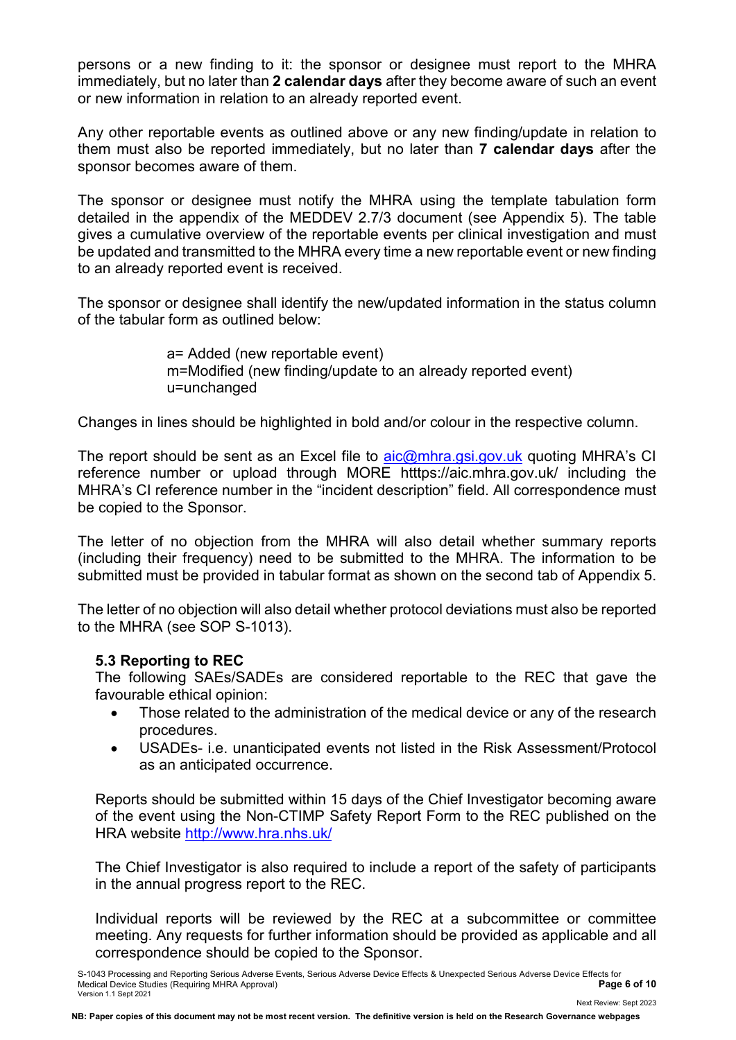persons or a new finding to it: the sponsor or designee must report to the MHRA immediately, but no later than **2 calendar days** after they become aware of such an event or new information in relation to an already reported event.

Any other reportable events as outlined above or any new finding/update in relation to them must also be reported immediately, but no later than **7 calendar days** after the sponsor becomes aware of them.

The sponsor or designee must notify the MHRA using the template tabulation form detailed in the appendix of the MEDDEV 2.7/3 document (see Appendix 5). The table gives a cumulative overview of the reportable events per clinical investigation and must be updated and transmitted to the MHRA every time a new reportable event or new finding to an already reported event is received.

The sponsor or designee shall identify the new/updated information in the status column of the tabular form as outlined below:

a= Added (new reportable event)
m=Modified (new finding/update to an already reported event)
u=unchanged

Changes in lines should be highlighted in bold and/or colour in the respective column.

The report should be sent as an Excel file to aic@mhra.gsi.gov.uk quoting MHRA's CI reference number or upload through MORE htttps://aic.mhra.gov.uk/ including the MHRA's CI reference number in the "incident description" field. All correspondence must be copied to the Sponsor.

The letter of no objection from the MHRA will also detail whether summary reports (including their frequency) need to be submitted to the MHRA. The information to be submitted must be provided in tabular format as shown on the second tab of Appendix 5.

The letter of no objection will also detail whether protocol deviations must also be reported to the MHRA (see SOP S-1013).

### 5.3 Reporting to REC

The following SAEs/SADEs are considered reportable to the REC that gave the favourable ethical opinion:

- Those related to the administration of the medical device or any of the research procedures.
- USADEs- i.e. unanticipated events not listed in the Risk Assessment/Protocol as an anticipated occurrence.

Reports should be submitted within 15 days of the Chief Investigator becoming aware of the event using the Non-CTIMP Safety Report Form to the REC published on the HRA website http://www.hra.nhs.uk/

The Chief Investigator is also required to include a report of the safety of participants in the annual progress report to the REC.

Individual reports will be reviewed by the REC at a subcommittee or committee meeting. Any requests for further information should be provided as applicable and all correspondence should be copied to the Sponsor.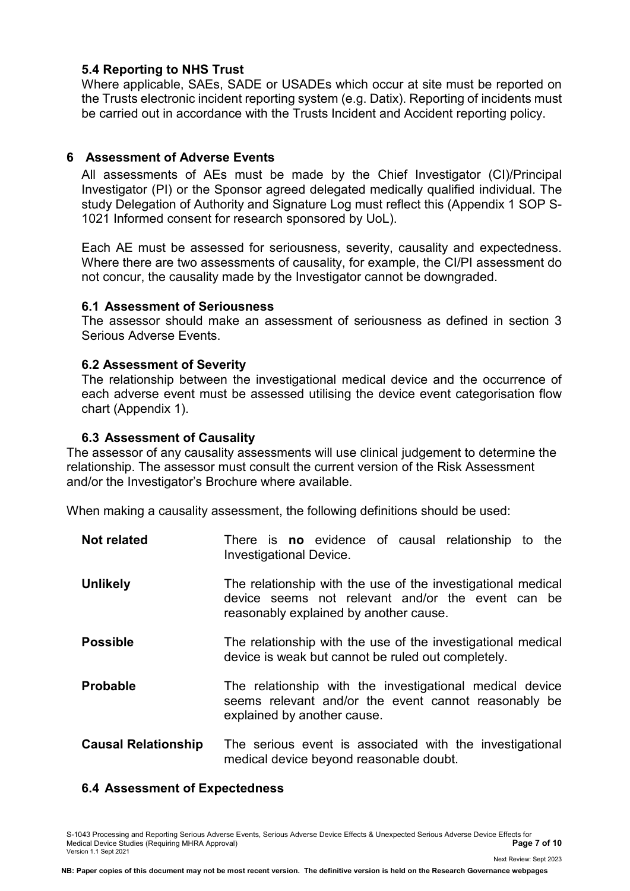### 5.4 Reporting to NHS Trust

Where applicable, SAEs, SADE or USADEs which occur at site must be reported on the Trusts electronic incident reporting system (e.g. Datix). Reporting of incidents must be carried out in accordance with the Trusts Incident and Accident reporting policy.

## 6 Assessment of Adverse Events

All assessments of AEs must be made by the Chief Investigator (CI)/Principal Investigator (PI) or the Sponsor agreed delegated medically qualified individual. The study Delegation of Authority and Signature Log must reflect this (Appendix 1 SOP S-1021 Informed consent for research sponsored by UoL).

Each AE must be assessed for seriousness, severity, causality and expectedness. Where there are two assessments of causality, for example, the CI/PI assessment do not concur, the causality made by the Investigator cannot be downgraded.

### 6.1 Assessment of Seriousness

The assessor should make an assessment of seriousness as defined in section 3 Serious Adverse Events.

### 6.2 Assessment of Severity

The relationship between the investigational medical device and the occurrence of each adverse event must be assessed utilising the device event categorisation flow chart (Appendix 1).

### 6.3 Assessment of Causality

The assessor of any causality assessments will use clinical judgement to determine the relationship. The assessor must consult the current version of the Risk Assessment and/or the Investigator's Brochure where available.

When making a causality assessment, the following definitions should be used:

| | |
|---|---|
| **Not related** | There is **no** evidence of causal relationship to the Investigational Device. |
| **Unlikely** | The relationship with the use of the investigational medical device seems not relevant and/or the event can be reasonably explained by another cause. |
| **Possible** | The relationship with the use of the investigational medical device is weak but cannot be ruled out completely. |
| **Probable** | The relationship with the investigational medical device seems relevant and/or the event cannot reasonably be explained by another cause. |
| **Causal Relationship** | The serious event is associated with the investigational medical device beyond reasonable doubt. |

### 6.4 Assessment of Expectedness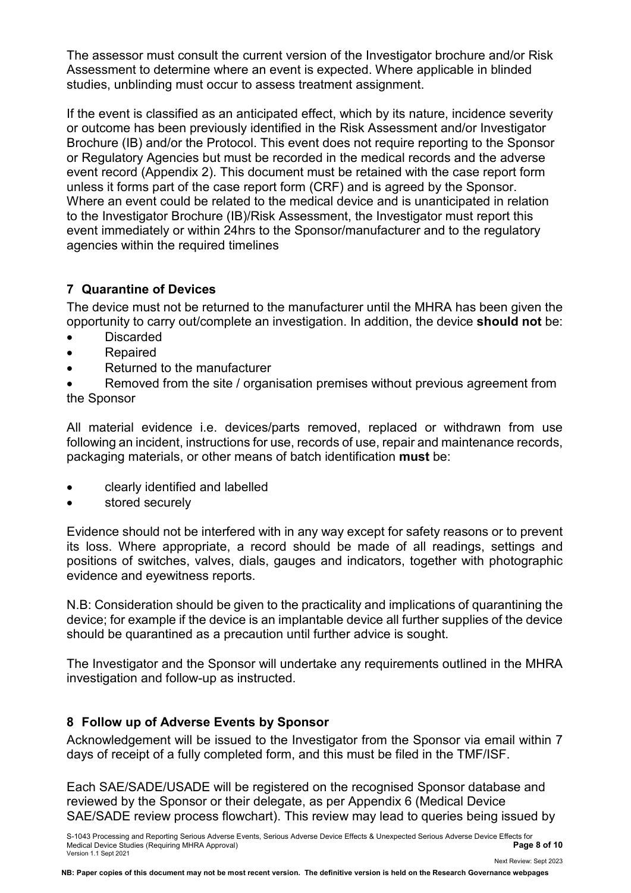The assessor must consult the current version of the Investigator brochure and/or Risk Assessment to determine where an event is expected. Where applicable in blinded studies, unblinding must occur to assess treatment assignment.

If the event is classified as an anticipated effect, which by its nature, incidence severity or outcome has been previously identified in the Risk Assessment and/or Investigator Brochure (IB) and/or the Protocol. This event does not require reporting to the Sponsor or Regulatory Agencies but must be recorded in the medical records and the adverse event record (Appendix 2). This document must be retained with the case report form unless it forms part of the case report form (CRF) and is agreed by the Sponsor. Where an event could be related to the medical device and is unanticipated in relation to the Investigator Brochure (IB)/Risk Assessment, the Investigator must report this event immediately or within 24hrs to the Sponsor/manufacturer and to the regulatory agencies within the required timelines

## 7 Quarantine of Devices

The device must not be returned to the manufacturer until the MHRA has been given the opportunity to carry out/complete an investigation. In addition, the device **should not** be:

- Discarded
- Repaired
- Returned to the manufacturer
- Removed from the site / organisation premises without previous agreement from the Sponsor

All material evidence i.e. devices/parts removed, replaced or withdrawn from use following an incident, instructions for use, records of use, repair and maintenance records, packaging materials, or other means of batch identification **must** be:

- clearly identified and labelled
- stored securely

Evidence should not be interfered with in any way except for safety reasons or to prevent its loss. Where appropriate, a record should be made of all readings, settings and positions of switches, valves, dials, gauges and indicators, together with photographic evidence and eyewitness reports.

N.B: Consideration should be given to the practicality and implications of quarantining the device; for example if the device is an implantable device all further supplies of the device should be quarantined as a precaution until further advice is sought.

The Investigator and the Sponsor will undertake any requirements outlined in the MHRA investigation and follow-up as instructed.

## 8 Follow up of Adverse Events by Sponsor

Acknowledgement will be issued to the Investigator from the Sponsor via email within 7 days of receipt of a fully completed form, and this must be filed in the TMF/ISF.

Each SAE/SADE/USADE will be registered on the recognised Sponsor database and reviewed by the Sponsor or their delegate, as per Appendix 6 (Medical Device SAE/SADE review process flowchart). This review may lead to queries being issued by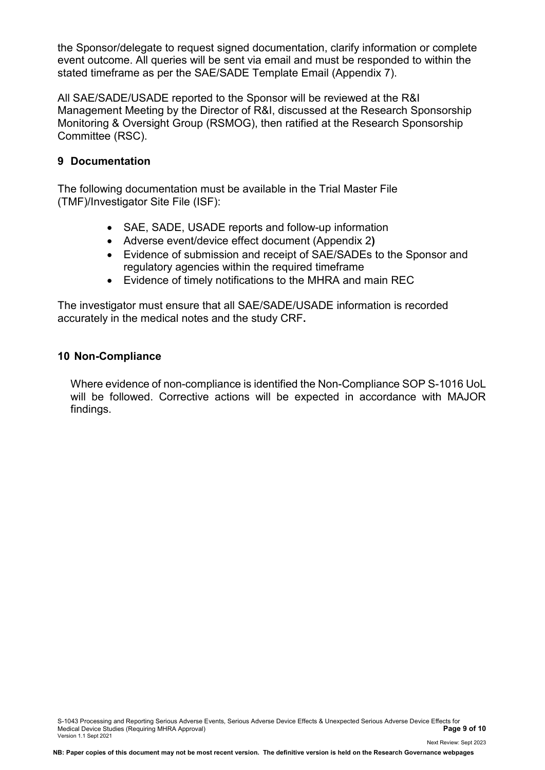the Sponsor/delegate to request signed documentation, clarify information or complete event outcome. All queries will be sent via email and must be responded to within the stated timeframe as per the SAE/SADE Template Email (Appendix 7).

All SAE/SADE/USADE reported to the Sponsor will be reviewed at the R&I Management Meeting by the Director of R&I, discussed at the Research Sponsorship Monitoring & Oversight Group (RSMOG), then ratified at the Research Sponsorship Committee (RSC).

## 9 Documentation

The following documentation must be available in the Trial Master File (TMF)/Investigator Site File (ISF):

- SAE, SADE, USADE reports and follow-up information
- Adverse event/device effect document (Appendix 2**)**
- Evidence of submission and receipt of SAE/SADEs to the Sponsor and regulatory agencies within the required timeframe
- Evidence of timely notifications to the MHRA and main REC

The investigator must ensure that all SAE/SADE/USADE information is recorded accurately in the medical notes and the study CRF**.**

## 10 Non-Compliance

Where evidence of non-compliance is identified the Non-Compliance SOP S-1016 UoL will be followed. Corrective actions will be expected in accordance with MAJOR findings.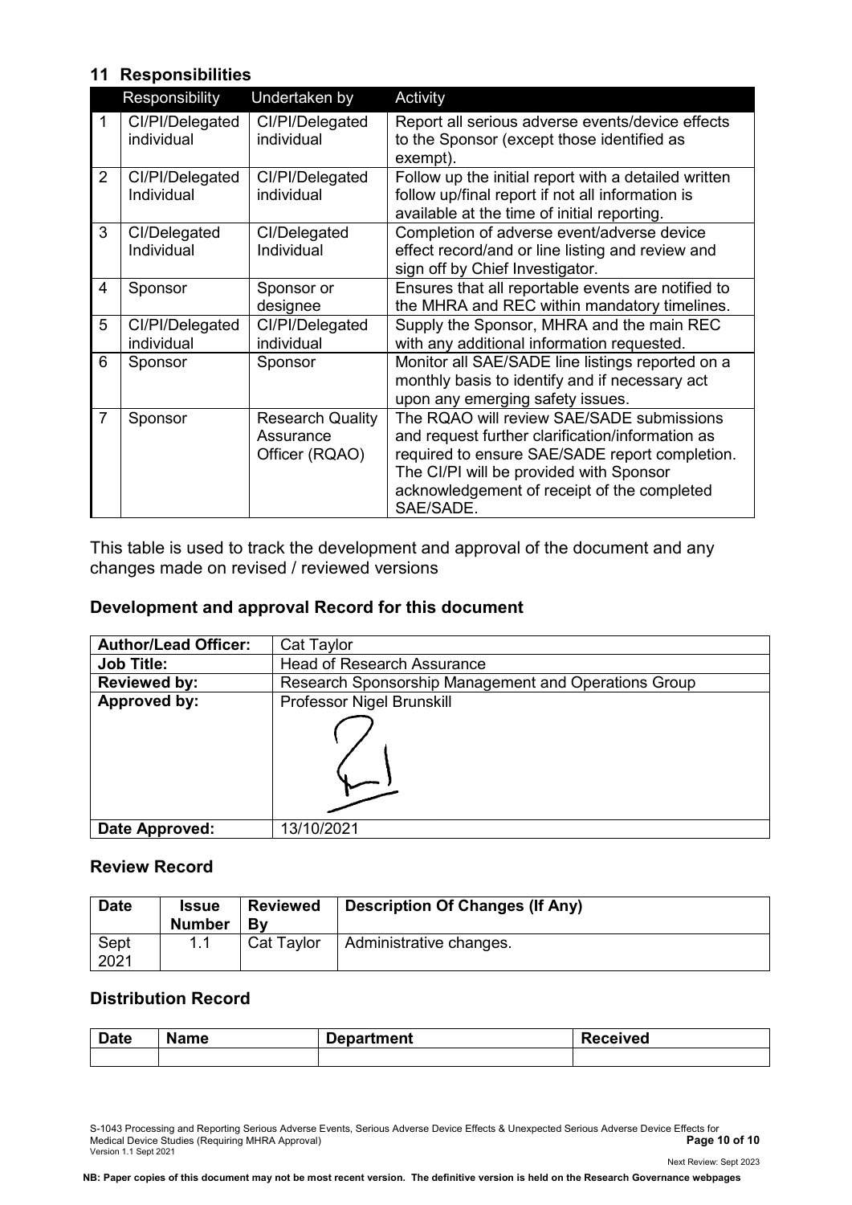## 11 Responsibilities

| | Responsibility | Undertaken by | Activity |
|---|---|---|---|
| 1 | CI/PI/Delegated individual | CI/PI/Delegated individual | Report all serious adverse events/device effects to the Sponsor (except those identified as exempt). |
| 2 | CI/PI/Delegated Individual | CI/PI/Delegated individual | Follow up the initial report with a detailed written follow up/final report if not all information is available at the time of initial reporting. |
| 3 | CI/Delegated Individual | CI/Delegated Individual | Completion of adverse event/adverse device effect record/and or line listing and review and sign off by Chief Investigator. |
| 4 | Sponsor | Sponsor or designee | Ensures that all reportable events are notified to the MHRA and REC within mandatory timelines. |
| 5 | CI/PI/Delegated individual | CI/PI/Delegated individual | Supply the Sponsor, MHRA and the main REC with any additional information requested. |
| 6 | Sponsor | Sponsor | Monitor all SAE/SADE line listings reported on a monthly basis to identify and if necessary act upon any emerging safety issues. |
| 7 | Sponsor | Research Quality Assurance Officer (RQAO) | The RQAO will review SAE/SADE submissions and request further clarification/information as required to ensure SAE/SADE report completion. The CI/PI will be provided with Sponsor acknowledgement of receipt of the completed SAE/SADE. |

This table is used to track the development and approval of the document and any changes made on revised / reviewed versions

### Development and approval Record for this document

| | |
|---|---|
| **Author/Lead Officer:** | Cat Taylor |
| **Job Title:** | Head of Research Assurance |
| **Reviewed by:** | Research Sponsorship Management and Operations Group |
| **Approved by:** | Professor Nigel Brunskill |
| **Date Approved:** | 13/10/2021 |

### Review Record

| Date | Issue Number | Reviewed By | Description Of Changes (If Any) |
|---|---|---|---|
| Sept 2021 | 1.1 | Cat Taylor | Administrative changes. |

### Distribution Record

| Date | Name | Department | Received |
|---|---|---|---|
| | | | |

S-1043 Processing and Reporting Serious Adverse Events, Serious Adverse Device Effects & Unexpected Serious Adverse Device Effects for Medical Device Studies (Requiring MHRA Approval)
Version 1.1 Sept 2021

Next Review: Sept 2023

**NB: Paper copies of this document may not be most recent version. The definitive version is held on the Research Governance webpages**